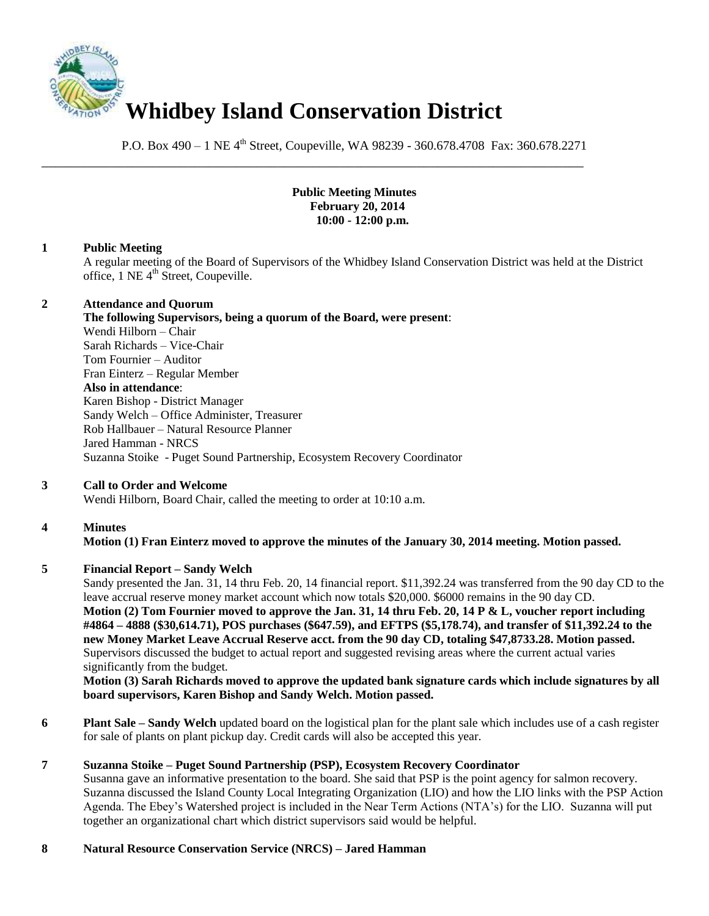# Whidbey Island Conservation District

P.O. Box 490 – 1 NE 4th Street, Coupeville, WA 98239 - 360.678.4708 Fax: 360.678.2271

**Public Meeting Minutes**
**February 20, 2014**
**10:00 - 12:00 p.m.**

**1 Public Meeting**

A regular meeting of the Board of Supervisors of the Whidbey Island Conservation District was held at the District office, 1 NE 4th Street, Coupeville.

**2 Attendance and Quorum**

**The following Supervisors, being a quorum of the Board, were present**:
Wendi Hilborn – Chair
Sarah Richards – Vice-Chair
Tom Fournier – Auditor
Fran Einterz – Regular Member
**Also in attendance**:
Karen Bishop - District Manager
Sandy Welch – Office Administer, Treasurer
Rob Hallbauer – Natural Resource Planner
Jared Hamman - NRCS
Suzanna Stoike - Puget Sound Partnership, Ecosystem Recovery Coordinator

**3 Call to Order and Welcome**

Wendi Hilborn, Board Chair, called the meeting to order at 10:10 a.m.

**4 Minutes**

**Motion (1) Fran Einterz moved to approve the minutes of the January 30, 2014 meeting. Motion passed.**

**5 Financial Report – Sandy Welch**

Sandy presented the Jan. 31, 14 thru Feb. 20, 14 financial report. $11,392.24 was transferred from the 90 day CD to the leave accrual reserve money market account which now totals $20,000. $6000 remains in the 90 day CD.
**Motion (2) Tom Fournier moved to approve the Jan. 31, 14 thru Feb. 20, 14 P & L, voucher report including #4864 – 4888 ($30,614.71), POS purchases ($647.59), and EFTPS ($5,178.74), and transfer of $11,392.24 to the new Money Market Leave Accrual Reserve acct. from the 90 day CD, totaling $47,8733.28. Motion passed.**
Supervisors discussed the budget to actual report and suggested revising areas where the current actual varies significantly from the budget.
**Motion (3) Sarah Richards moved to approve the updated bank signature cards which include signatures by all board supervisors, Karen Bishop and Sandy Welch. Motion passed.**

**6 Plant Sale – Sandy Welch** updated board on the logistical plan for the plant sale which includes use of a cash register for sale of plants on plant pickup day. Credit cards will also be accepted this year.

**7 Suzanna Stoike – Puget Sound Partnership (PSP), Ecosystem Recovery Coordinator**

Susanna gave an informative presentation to the board. She said that PSP is the point agency for salmon recovery. Suzanna discussed the Island County Local Integrating Organization (LIO) and how the LIO links with the PSP Action Agenda. The Ebey's Watershed project is included in the Near Term Actions (NTA's) for the LIO. Suzanna will put together an organizational chart which district supervisors said would be helpful.

**8 Natural Resource Conservation Service (NRCS) – Jared Hamman**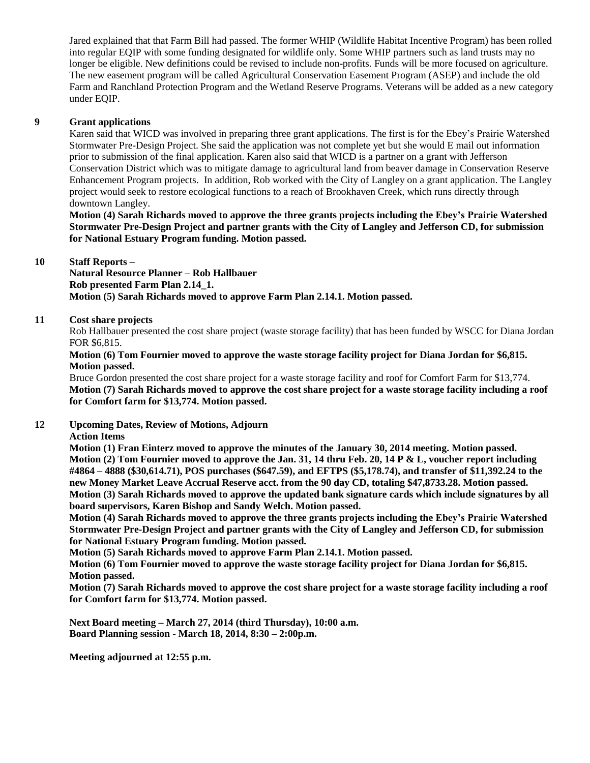Jared explained that that Farm Bill had passed. The former WHIP (Wildlife Habitat Incentive Program) has been rolled into regular EQIP with some funding designated for wildlife only. Some WHIP partners such as land trusts may no longer be eligible. New definitions could be revised to include non-profits. Funds will be more focused on agriculture. The new easement program will be called Agricultural Conservation Easement Program (ASEP) and include the old Farm and Ranchland Protection Program and the Wetland Reserve Programs. Veterans will be added as a new category under EQIP.

**9 Grant applications**

Karen said that WICD was involved in preparing three grant applications. The first is for the Ebey's Prairie Watershed Stormwater Pre-Design Project. She said the application was not complete yet but she would E mail out information prior to submission of the final application. Karen also said that WICD is a partner on a grant with Jefferson Conservation District which was to mitigate damage to agricultural land from beaver damage in Conservation Reserve Enhancement Program projects. In addition, Rob worked with the City of Langley on a grant application. The Langley project would seek to restore ecological functions to a reach of Brookhaven Creek, which runs directly through downtown Langley.

**Motion (4) Sarah Richards moved to approve the three grants projects including the Ebey's Prairie Watershed Stormwater Pre-Design Project and partner grants with the City of Langley and Jefferson CD, for submission for National Estuary Program funding. Motion passed.**

**10 Staff Reports –**

**Natural Resource Planner – Rob Hallbauer**

**Rob presented Farm Plan 2.14_1.**

**Motion (5) Sarah Richards moved to approve Farm Plan 2.14.1. Motion passed.**

**11 Cost share projects**

Rob Hallbauer presented the cost share project (waste storage facility) that has been funded by WSCC for Diana Jordan FOR $6,815.

**Motion (6) Tom Fournier moved to approve the waste storage facility project for Diana Jordan for $6,815. Motion passed.**

Bruce Gordon presented the cost share project for a waste storage facility and roof for Comfort Farm for $13,774.

**Motion (7) Sarah Richards moved to approve the cost share project for a waste storage facility including a roof for Comfort farm for $13,774. Motion passed.**

**12 Upcoming Dates, Review of Motions, Adjourn**

**Action Items**

**Motion (1) Fran Einterz moved to approve the minutes of the January 30, 2014 meeting. Motion passed.**

**Motion (2) Tom Fournier moved to approve the Jan. 31, 14 thru Feb. 20, 14 P & L, voucher report including #4864 – 4888 ($30,614.71), POS purchases ($647.59), and EFTPS ($5,178.74), and transfer of $11,392.24 to the new Money Market Leave Accrual Reserve acct. from the 90 day CD, totaling $47,8733.28. Motion passed.**

**Motion (3) Sarah Richards moved to approve the updated bank signature cards which include signatures by all board supervisors, Karen Bishop and Sandy Welch. Motion passed.**

**Motion (4) Sarah Richards moved to approve the three grants projects including the Ebey's Prairie Watershed Stormwater Pre-Design Project and partner grants with the City of Langley and Jefferson CD, for submission for National Estuary Program funding. Motion passed.**

**Motion (5) Sarah Richards moved to approve Farm Plan 2.14.1. Motion passed.**

**Motion (6) Tom Fournier moved to approve the waste storage facility project for Diana Jordan for $6,815. Motion passed.**

**Motion (7) Sarah Richards moved to approve the cost share project for a waste storage facility including a roof for Comfort farm for $13,774. Motion passed.**

**Next Board meeting – March 27, 2014 (third Thursday), 10:00 a.m.**

**Board Planning session - March 18, 2014, 8:30 – 2:00p.m.**

**Meeting adjourned at 12:55 p.m.**